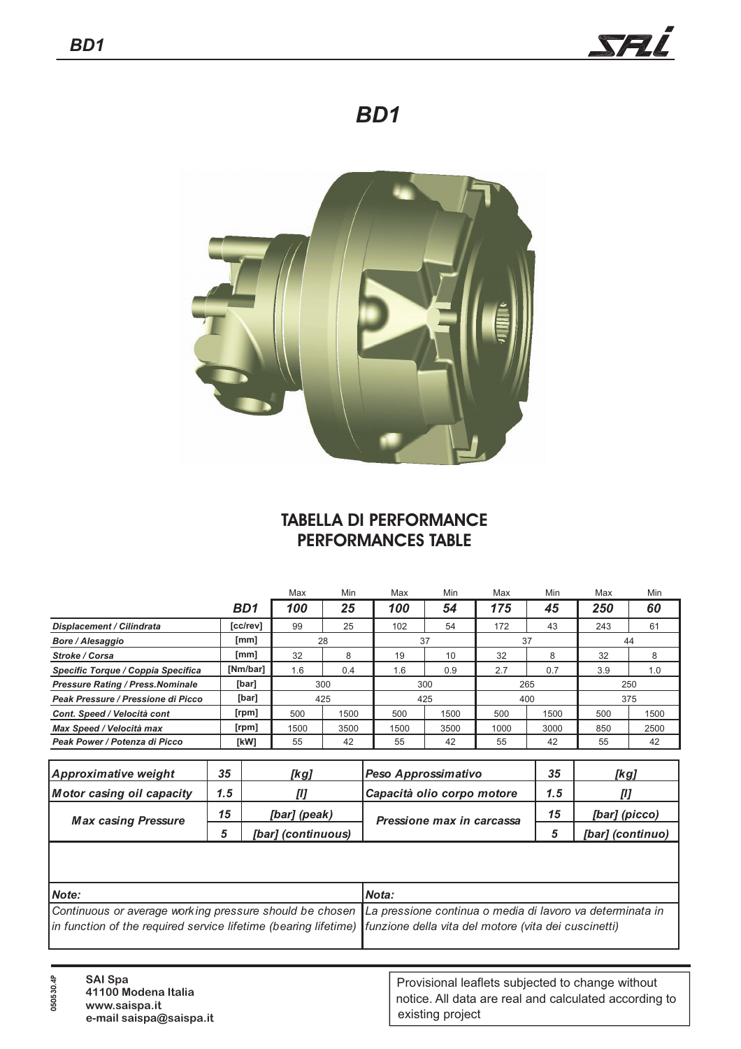# BD1

## TABELLA DI PERFORMANCE
## PERFORMANCES TABLE

| | | Max | Min | Max | Min | Max | Min | Max | Min |
|---|---|---|---|---|---|---|---|---|---|
| | ***BD1*** | ***100*** | ***25*** | ***100*** | ***54*** | ***175*** | ***45*** | ***250*** | ***60*** |
| ***Displacement / Cilindrata*** | [cc/rev] | 99 | 25 | 102 | 54 | 172 | 43 | 243 | 61 |
| ***Bore / Alesaggio*** | [mm] | 28 | | 37 | | 37 | | 44 | |
| ***Stroke / Corsa*** | [mm] | 32 | 8 | 19 | 10 | 32 | 8 | 32 | 8 |
| ***Specific Torque / Coppia Specifica*** | [Nm/bar] | 1.6 | 0.4 | 1.6 | 0.9 | 2.7 | 0.7 | 3.9 | 1.0 |
| ***Pressure Rating / Press.Nominale*** | [bar] | 300 | | 300 | | 265 | | 250 | |
| ***Peak Pressure / Pressione di Picco*** | [bar] | 425 | | 425 | | 400 | | 375 | |
| ***Cont. Speed / Velocità cont*** | [rpm] | 500 | 1500 | 500 | 1500 | 500 | 1500 | 500 | 1500 |
| ***Max Speed / Velocità max*** | [rpm] | 1500 | 3500 | 1500 | 3500 | 1000 | 3000 | 850 | 2500 |
| ***Peak Power / Potenza di Picco*** | [kW] | 55 | 42 | 55 | 42 | 55 | 42 | 55 | 42 |

| | | | | | |
|---|---|---|---|---|---|
| ***Approximative weight*** | ***35*** | ***[kg]*** | ***Peso Approssimativo*** | ***35*** | ***[kg]*** |
| ***Motor casing oil capacity*** | ***1.5*** | ***[l]*** | ***Capacità olio corpo motore*** | ***1.5*** | ***[l]*** |
| ***Max casing Pressure*** | ***15*** | ***[bar] (peak)*** | ***Pressione max in carcassa*** | ***15*** | ***[bar] (picco)*** |
| | ***5*** | ***[bar] (continuous)*** | | ***5*** | ***[bar] (continuo)*** |

| | |
|---|---|
| ***Note:*** | ***Nota:*** |
| *Continuous or average working pressure should be chosen in function of the required service lifetime (bearing lifetime)* | *La pressione continua o media di lavoro va determinata in funzione della vita del motore (vita dei cuscinetti)* |

**SAI Spa**
**41100 Modena Italia**
**www.saispa.it**
**e-mail saispa@saispa.it**

050530.4P

Provisional leaflets subjected to change without notice. All data are real and calculated according to existing project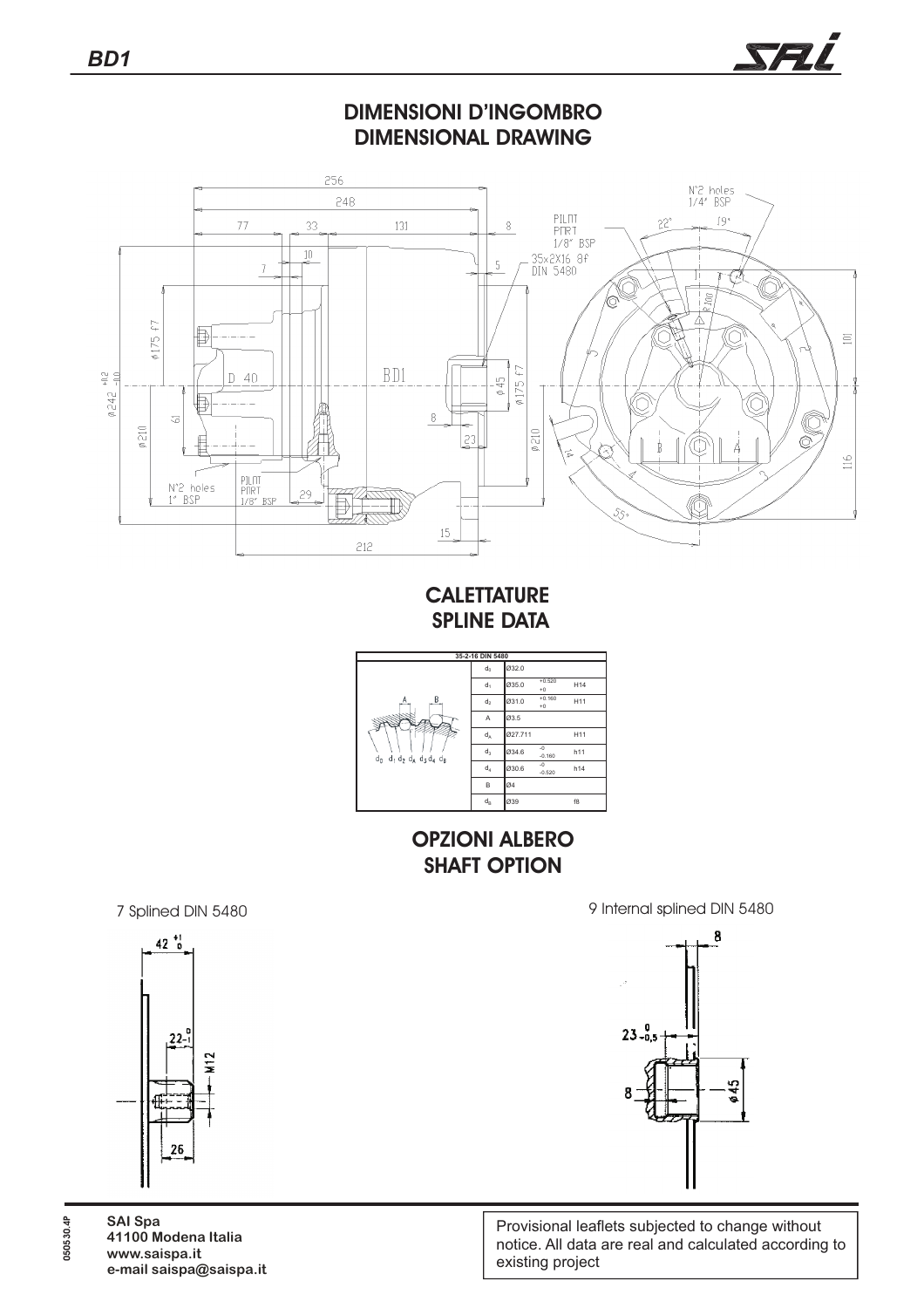## DIMENSIONI D'INGOMBRO
## DIMENSIONAL DRAWING

## CALETTATURE
## SPLINE DATA

| 35-2-16 DIN 5480 | | | |
|---|---|---|---|
| $d_0$ | Ø32.0 | | |
| $d_1$ | Ø35.0 | +0.520 / +0 | H14 |
| $d_2$ | Ø31.0 | +0.160 / +0 | H11 |
| A | Ø3.5 | | |
| $d_A$ | Ø27.711 | | H11 |
| $d_3$ | Ø34.6 | -0 / -0.160 | h11 |
| $d_4$ | Ø30.6 | -0 / -0.520 | h14 |
| B | Ø4 | | |
| $d_B$ | Ø39 | | f8 |

## OPZIONI ALBERO
## SHAFT OPTION

7 Splined DIN 5480

9 Internal splined DIN 5480

SAI Spa
41100 Modena Italia
www.saispa.it
e-mail saispa@saispa.it

Provisional leaflets subjected to change without notice. All data are real and calculated according to existing project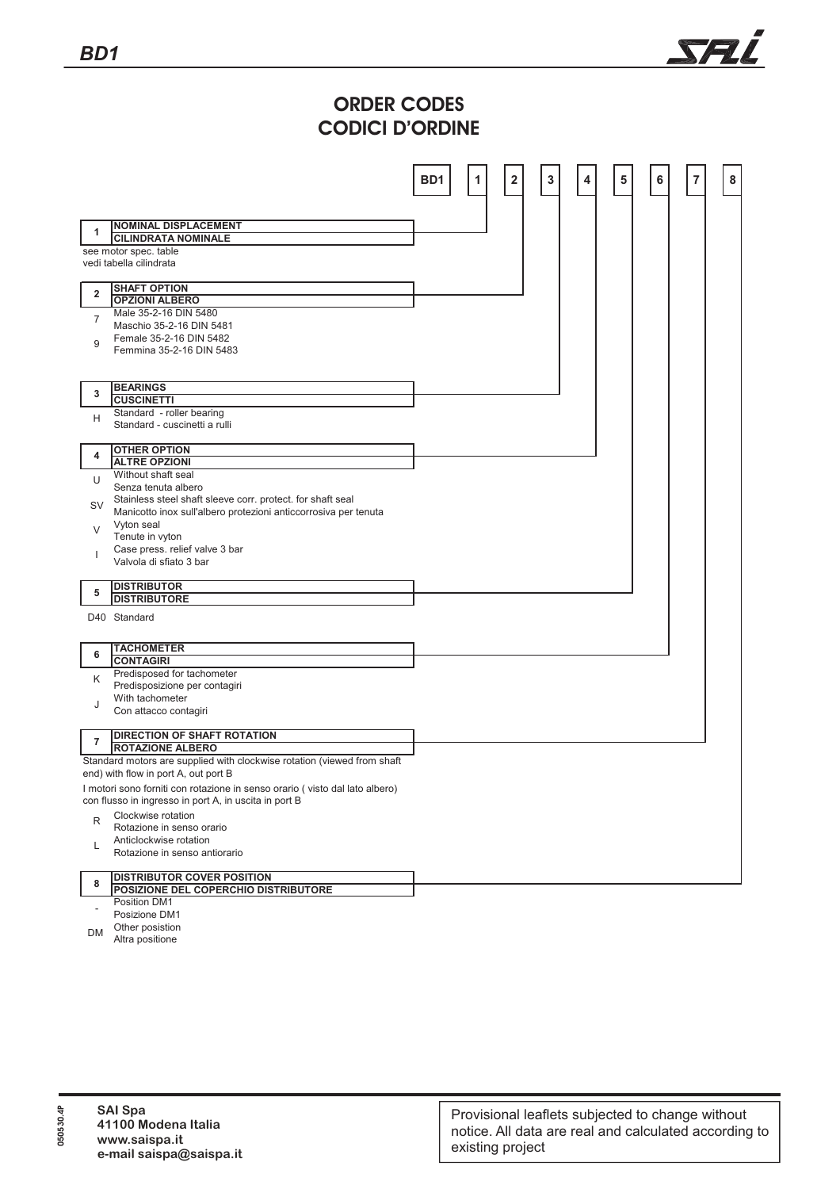# ORDER CODES
# CODICI D'ORDINE

| BD1 | 1 | 2 | 3 | 4 | 5 | 6 | 7 | 8 |
|---|---|---|---|---|---|---|---|---|

**1 NOMINAL DISPLACEMENT**
**CILINDRATA NOMINALE**

see motor spec. table
vedi tabella cilindrata

**2 SHAFT OPTION**
**OPZIONI ALBERO**

| | |
|---|---|
| 7 | Male 35-2-16 DIN 5480<br>Maschio 35-2-16 DIN 5481 |
| 9 | Female 35-2-16 DIN 5482<br>Femmina 35-2-16 DIN 5483 |

**3 BEARINGS**
**CUSCINETTI**

| | |
|---|---|
| H | Standard - roller bearing<br>Standard - cuscinetti a rulli |

**4 OTHER OPTION**
**ALTRE OPZIONI**

| | |
|---|---|
| U | Without shaft seal<br>Senza tenuta albero |
| SV | Stainless steel shaft sleeve corr. protect. for shaft seal<br>Manicotto inox sull'albero protezioni anticcorrosiva per tenuta |
| V | Vyton seal<br>Tenute in vyton |
| I | Case press. relief valve 3 bar<br>Valvola di sfiato 3 bar |

**5 DISTRIBUTOR**
**DISTRIBUTORE**

| | |
|---|---|
| D40 | Standard |

**6 TACHOMETER**
**CONTAGIRI**

| | |
|---|---|
| K | Predisposed for tachometer<br>Predisposizione per contagiri |
| J | With tachometer<br>Con attacco contagiri |

**7 DIRECTION OF SHAFT ROTATION**
**ROTAZIONE ALBERO**

Standard motors are supplied with clockwise rotation (viewed from shaft end) with flow in port A, out port B

I motori sono forniti con rotazione in senso orario ( visto dal lato albero) con flusso in ingresso in port A, in uscita in port B

| | |
|---|---|
| R | Clockwise rotation<br>Rotazione in senso orario |
| L | Anticlockwise rotation<br>Rotazione in senso antiorario |

**8 DISTRIBUTOR COVER POSITION**
**POSIZIONE DEL COPERCHIO DISTRIBUTORE**

| | |
|---|---|
| - | Position DM1<br>Posizione DM1 |
| DM | Other posistion<br>Altra positione |

**SAI Spa**
**41100 Modena Italia**
**www.saispa.it**
**e-mail saispa@saispa.it**

Provisional leaflets subjected to change without notice. All data are real and calculated according to existing project